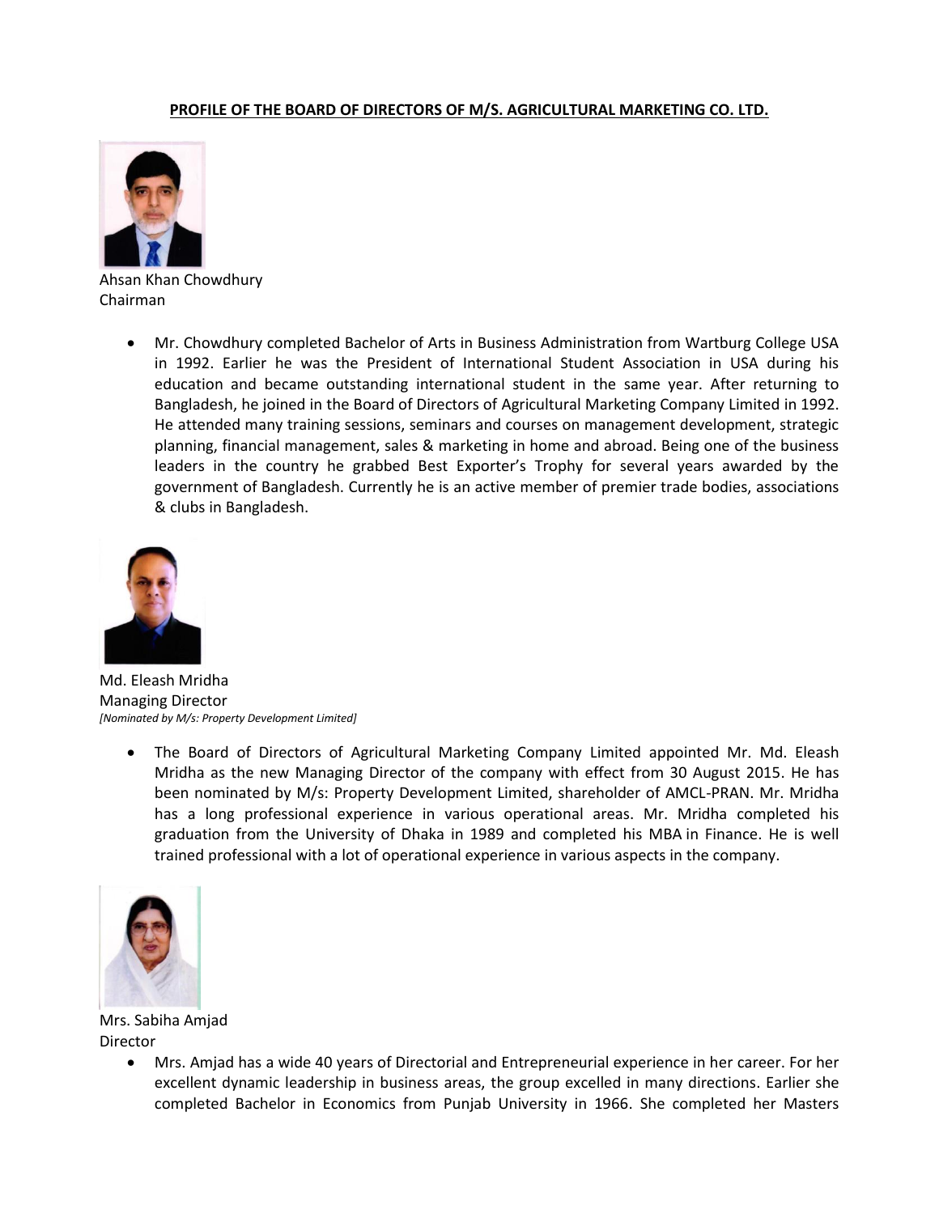**PROFILE OF THE BOARD OF DIRECTORS OF M/S. AGRICULTURAL MARKETING CO. LTD.**

Ahsan Khan Chowdhury
Chairman

- Mr. Chowdhury completed Bachelor of Arts in Business Administration from Wartburg College USA in 1992. Earlier he was the President of International Student Association in USA during his education and became outstanding international student in the same year. After returning to Bangladesh, he joined in the Board of Directors of Agricultural Marketing Company Limited in 1992. He attended many training sessions, seminars and courses on management development, strategic planning, financial management, sales & marketing in home and abroad. Being one of the business leaders in the country he grabbed Best Exporter's Trophy for several years awarded by the government of Bangladesh. Currently he is an active member of premier trade bodies, associations & clubs in Bangladesh.

Md. Eleash Mridha
Managing Director
*[Nominated by M/s: Property Development Limited]*

- The Board of Directors of Agricultural Marketing Company Limited appointed Mr. Md. Eleash Mridha as the new Managing Director of the company with effect from 30 August 2015. He has been nominated by M/s: Property Development Limited, shareholder of AMCL-PRAN. Mr. Mridha has a long professional experience in various operational areas. Mr. Mridha completed his graduation from the University of Dhaka in 1989 and completed his MBA in Finance. He is well trained professional with a lot of operational experience in various aspects in the company.

Mrs. Sabiha Amjad
Director

- Mrs. Amjad has a wide 40 years of Directorial and Entrepreneurial experience in her career. For her excellent dynamic leadership in business areas, the group excelled in many directions. Earlier she completed Bachelor in Economics from Punjab University in 1966. She completed her Masters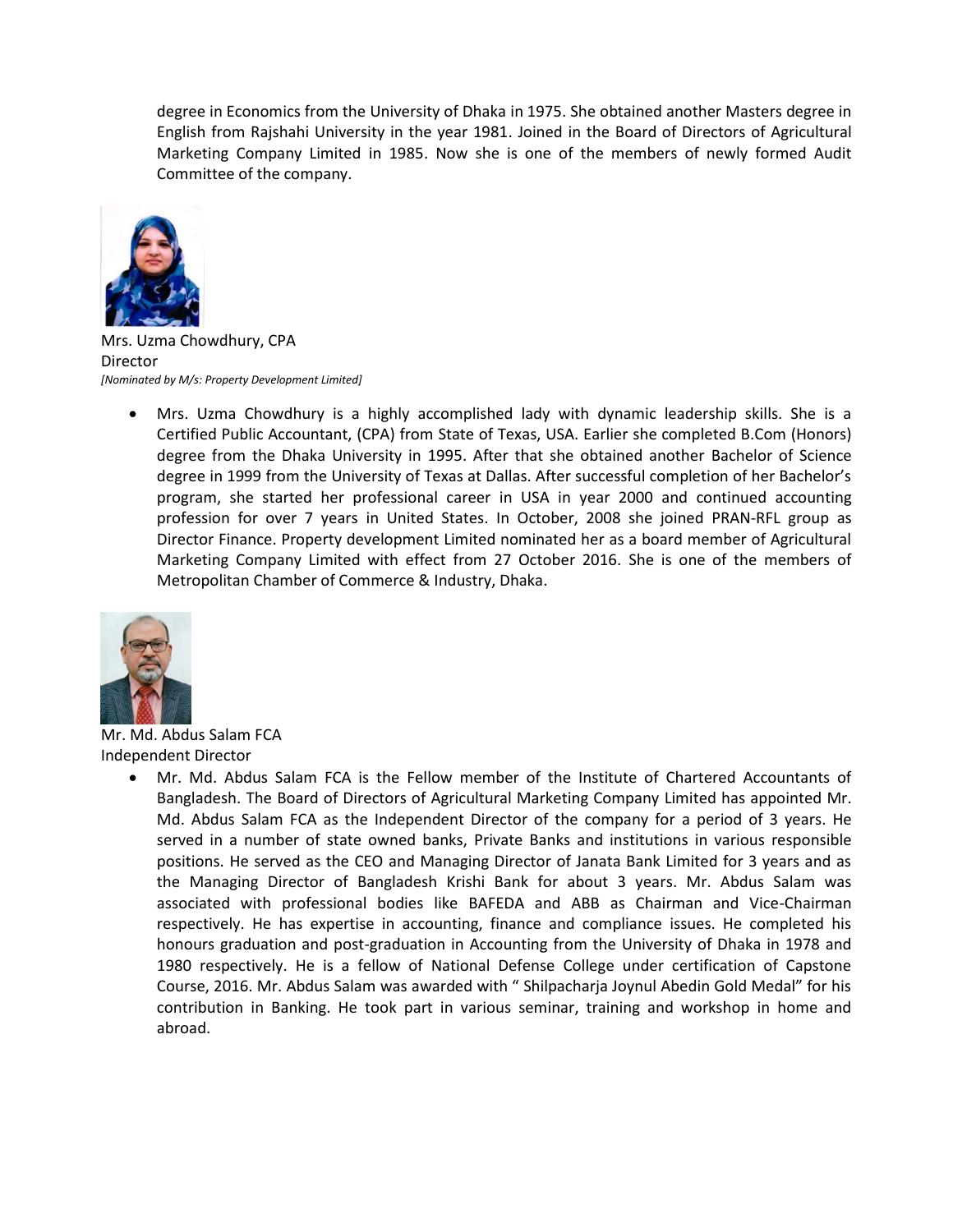degree in Economics from the University of Dhaka in 1975. She obtained another Masters degree in English from Rajshahi University in the year 1981. Joined in the Board of Directors of Agricultural Marketing Company Limited in 1985. Now she is one of the members of newly formed Audit Committee of the company.

Mrs. Uzma Chowdhury, CPA
Director
*[Nominated by M/s: Property Development Limited]*

- Mrs. Uzma Chowdhury is a highly accomplished lady with dynamic leadership skills. She is a Certified Public Accountant, (CPA) from State of Texas, USA. Earlier she completed B.Com (Honors) degree from the Dhaka University in 1995. After that she obtained another Bachelor of Science degree in 1999 from the University of Texas at Dallas. After successful completion of her Bachelor's program, she started her professional career in USA in year 2000 and continued accounting profession for over 7 years in United States. In October, 2008 she joined PRAN-RFL group as Director Finance. Property development Limited nominated her as a board member of Agricultural Marketing Company Limited with effect from 27 October 2016. She is one of the members of Metropolitan Chamber of Commerce & Industry, Dhaka.

Mr. Md. Abdus Salam FCA
Independent Director

- Mr. Md. Abdus Salam FCA is the Fellow member of the Institute of Chartered Accountants of Bangladesh. The Board of Directors of Agricultural Marketing Company Limited has appointed Mr. Md. Abdus Salam FCA as the Independent Director of the company for a period of 3 years. He served in a number of state owned banks, Private Banks and institutions in various responsible positions. He served as the CEO and Managing Director of Janata Bank Limited for 3 years and as the Managing Director of Bangladesh Krishi Bank for about 3 years. Mr. Abdus Salam was associated with professional bodies like BAFEDA and ABB as Chairman and Vice-Chairman respectively. He has expertise in accounting, finance and compliance issues. He completed his honours graduation and post-graduation in Accounting from the University of Dhaka in 1978 and 1980 respectively. He is a fellow of National Defense College under certification of Capstone Course, 2016. Mr. Abdus Salam was awarded with " Shilpacharja Joynul Abedin Gold Medal" for his contribution in Banking. He took part in various seminar, training and workshop in home and abroad.